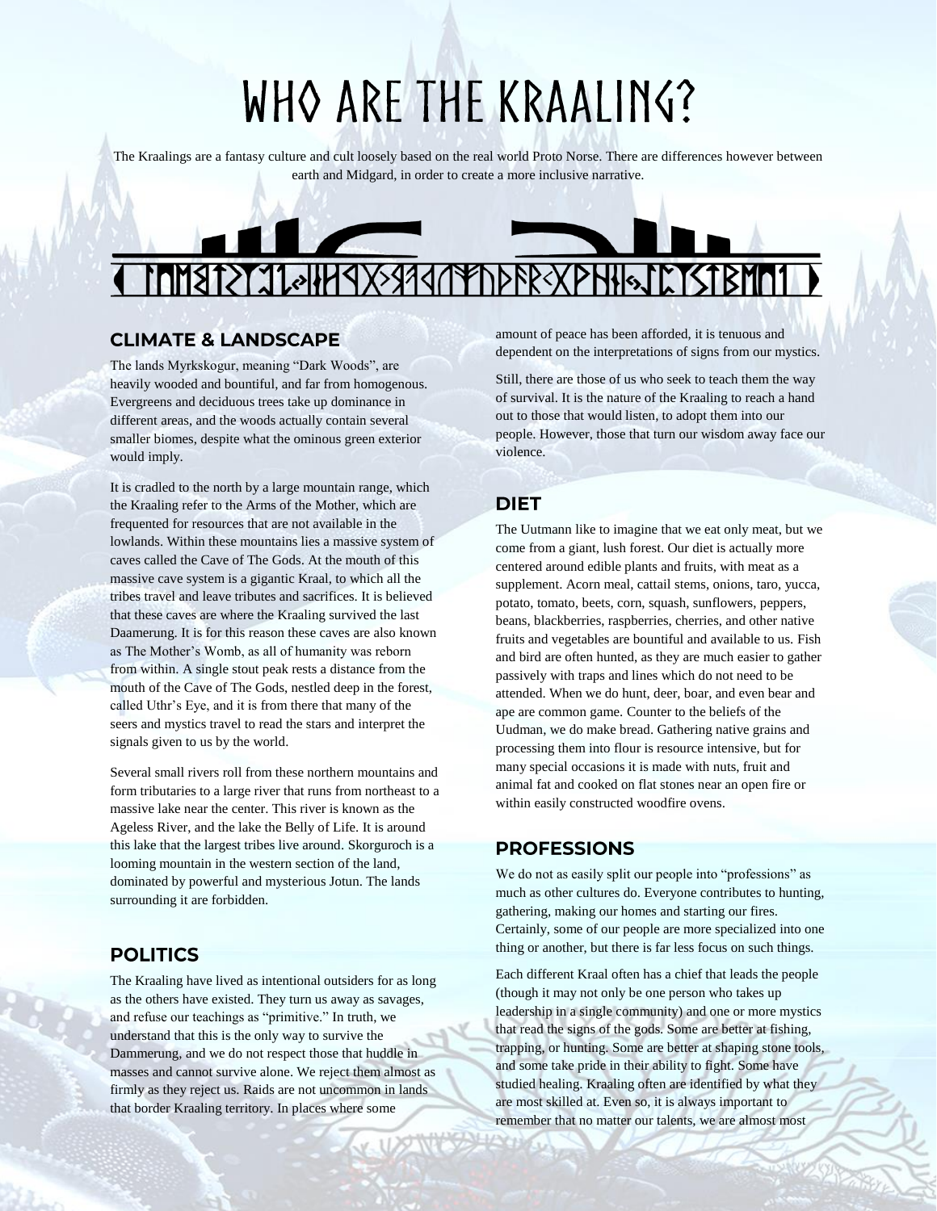# WHO ARE THE KRAALING?

The Kraalings are a fantasy culture and cult loosely based on the real world Proto Norse. There are differences however between earth and Midgard, in order to create a more inclusive narrative.

## CLIMATE & LANDSCAPE

The lands Myrkskogur, meaning "Dark Woods", are heavily wooded and bountiful, and far from homogenous. Evergreens and deciduous trees take up dominance in different areas, and the woods actually contain several smaller biomes, despite what the ominous green exterior would imply.

It is cradled to the north by a large mountain range, which the Kraaling refer to the Arms of the Mother, which are frequented for resources that are not available in the lowlands. Within these mountains lies a massive system of caves called the Cave of The Gods. At the mouth of this massive cave system is a gigantic Kraal, to which all the tribes travel and leave tributes and sacrifices. It is believed that these caves are where the Kraaling survived the last Daamerung. It is for this reason these caves are also known as The Mother's Womb, as all of humanity was reborn from within. A single stout peak rests a distance from the mouth of the Cave of The Gods, nestled deep in the forest, called Uthr's Eye, and it is from there that many of the seers and mystics travel to read the stars and interpret the signals given to us by the world.

Several small rivers roll from these northern mountains and form tributaries to a large river that runs from northeast to a massive lake near the center. This river is known as the Ageless River, and the lake the Belly of Life. It is around this lake that the largest tribes live around. Skorguroch is a looming mountain in the western section of the land, dominated by powerful and mysterious Jotun. The lands surrounding it are forbidden.

## POLITICS

The Kraaling have lived as intentional outsiders for as long as the others have existed. They turn us away as savages, and refuse our teachings as "primitive." In truth, we understand that this is the only way to survive the Dammerung, and we do not respect those that huddle in masses and cannot survive alone. We reject them almost as firmly as they reject us. Raids are not uncommon in lands that border Kraaling territory. In places where some amount of peace has been afforded, it is tenuous and dependent on the interpretations of signs from our mystics.

Still, there are those of us who seek to teach them the way of survival. It is the nature of the Kraaling to reach a hand out to those that would listen, to adopt them into our people. However, those that turn our wisdom away face our violence.

## DIET

The Uutmann like to imagine that we eat only meat, but we come from a giant, lush forest. Our diet is actually more centered around edible plants and fruits, with meat as a supplement. Acorn meal, cattail stems, onions, taro, yucca, potato, tomato, beets, corn, squash, sunflowers, peppers, beans, blackberries, raspberries, cherries, and other native fruits and vegetables are bountiful and available to us. Fish and bird are often hunted, as they are much easier to gather passively with traps and lines which do not need to be attended. When we do hunt, deer, boar, and even bear and ape are common game. Counter to the beliefs of the Uudman, we do make bread. Gathering native grains and processing them into flour is resource intensive, but for many special occasions it is made with nuts, fruit and animal fat and cooked on flat stones near an open fire or within easily constructed woodfire ovens.

## PROFESSIONS

We do not as easily split our people into "professions" as much as other cultures do. Everyone contributes to hunting, gathering, making our homes and starting our fires. Certainly, some of our people are more specialized into one thing or another, but there is far less focus on such things.

Each different Kraal often has a chief that leads the people (though it may not only be one person who takes up leadership in a single community) and one or more mystics that read the signs of the gods. Some are better at fishing, trapping, or hunting. Some are better at shaping stone tools, and some take pride in their ability to fight. Some have studied healing. Kraaling often are identified by what they are most skilled at. Even so, it is always important to remember that no matter our talents, we are almost most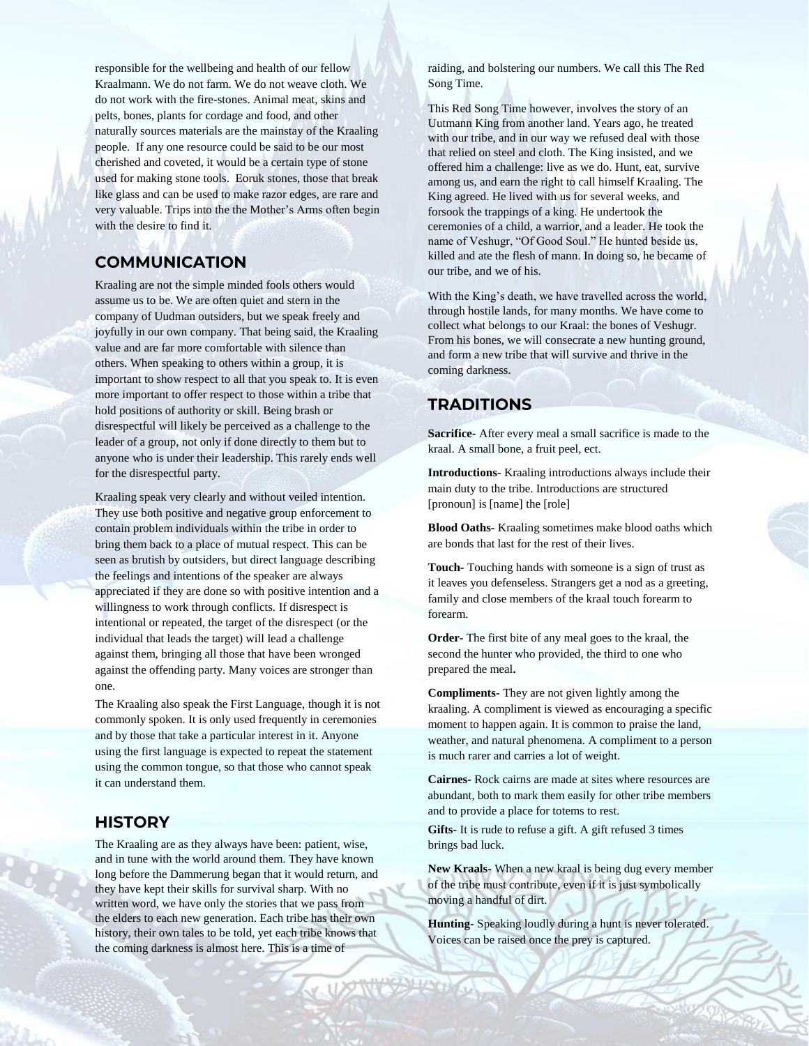responsible for the wellbeing and health of our fellow Kraalmann. We do not farm. We do not weave cloth. We do not work with the fire-stones. Animal meat, skins and pelts, bones, plants for cordage and food, and other naturally sources materials are the mainstay of the Kraaling people. If any one resource could be said to be our most cherished and coveted, it would be a certain type of stone used for making stone tools. Eoruk stones, those that break like glass and can be used to make razor edges, are rare and very valuable. Trips into the the Mother's Arms often begin with the desire to find it.

## COMMUNICATION

Kraaling are not the simple minded fools others would assume us to be. We are often quiet and stern in the company of Uudman outsiders, but we speak freely and joyfully in our own company. That being said, the Kraaling value and are far more comfortable with silence than others. When speaking to others within a group, it is important to show respect to all that you speak to. It is even more important to offer respect to those within a tribe that hold positions of authority or skill. Being brash or disrespectful will likely be perceived as a challenge to the leader of a group, not only if done directly to them but to anyone who is under their leadership. This rarely ends well for the disrespectful party.

Kraaling speak very clearly and without veiled intention. They use both positive and negative group enforcement to contain problem individuals within the tribe in order to bring them back to a place of mutual respect. This can be seen as brutish by outsiders, but direct language describing the feelings and intentions of the speaker are always appreciated if they are done so with positive intention and a willingness to work through conflicts. If disrespect is intentional or repeated, the target of the disrespect (or the individual that leads the target) will lead a challenge against them, bringing all those that have been wronged against the offending party. Many voices are stronger than one.

The Kraaling also speak the First Language, though it is not commonly spoken. It is only used frequently in ceremonies and by those that take a particular interest in it. Anyone using the first language is expected to repeat the statement using the common tongue, so that those who cannot speak it can understand them.

## HISTORY

The Kraaling are as they always have been: patient, wise, and in tune with the world around them. They have known long before the Dammerung began that it would return, and they have kept their skills for survival sharp. With no written word, we have only the stories that we pass from the elders to each new generation. Each tribe has their own history, their own tales to be told, yet each tribe knows that the coming darkness is almost here. This is a time of raiding, and bolstering our numbers. We call this The Red Song Time.

This Red Song Time however, involves the story of an Uutmann King from another land. Years ago, he treated with our tribe, and in our way we refused deal with those that relied on steel and cloth. The King insisted, and we offered him a challenge: live as we do. Hunt, eat, survive among us, and earn the right to call himself Kraaling. The King agreed. He lived with us for several weeks, and forsook the trappings of a king. He undertook the ceremonies of a child, a warrior, and a leader. He took the name of Veshugr, "Of Good Soul." He hunted beside us, killed and ate the flesh of mann. In doing so, he became of our tribe, and we of his.

With the King's death, we have travelled across the world, through hostile lands, for many months. We have come to collect what belongs to our Kraal: the bones of Veshugr. From his bones, we will consecrate a new hunting ground, and form a new tribe that will survive and thrive in the coming darkness.

## TRADITIONS

**Sacrifice-** After every meal a small sacrifice is made to the kraal. A small bone, a fruit peel, ect.

**Introductions-** Kraaling introductions always include their main duty to the tribe. Introductions are structured [pronoun] is [name] the [role]

**Blood Oaths-** Kraaling sometimes make blood oaths which are bonds that last for the rest of their lives.

**Touch-** Touching hands with someone is a sign of trust as it leaves you defenseless. Strangers get a nod as a greeting, family and close members of the kraal touch forearm to forearm.

**Order-** The first bite of any meal goes to the kraal, the second the hunter who provided, the third to one who prepared the meal**.**

**Compliments-** They are not given lightly among the kraaling. A compliment is viewed as encouraging a specific moment to happen again. It is common to praise the land, weather, and natural phenomena. A compliment to a person is much rarer and carries a lot of weight.

**Cairnes-** Rock cairns are made at sites where resources are abundant, both to mark them easily for other tribe members and to provide a place for totems to rest.

**Gifts-** It is rude to refuse a gift. A gift refused 3 times brings bad luck.

**New Kraals-** When a new kraal is being dug every member of the tribe must contribute, even if it is just symbolically moving a handful of dirt.

**Hunting-** Speaking loudly during a hunt is never tolerated. Voices can be raised once the prey is captured.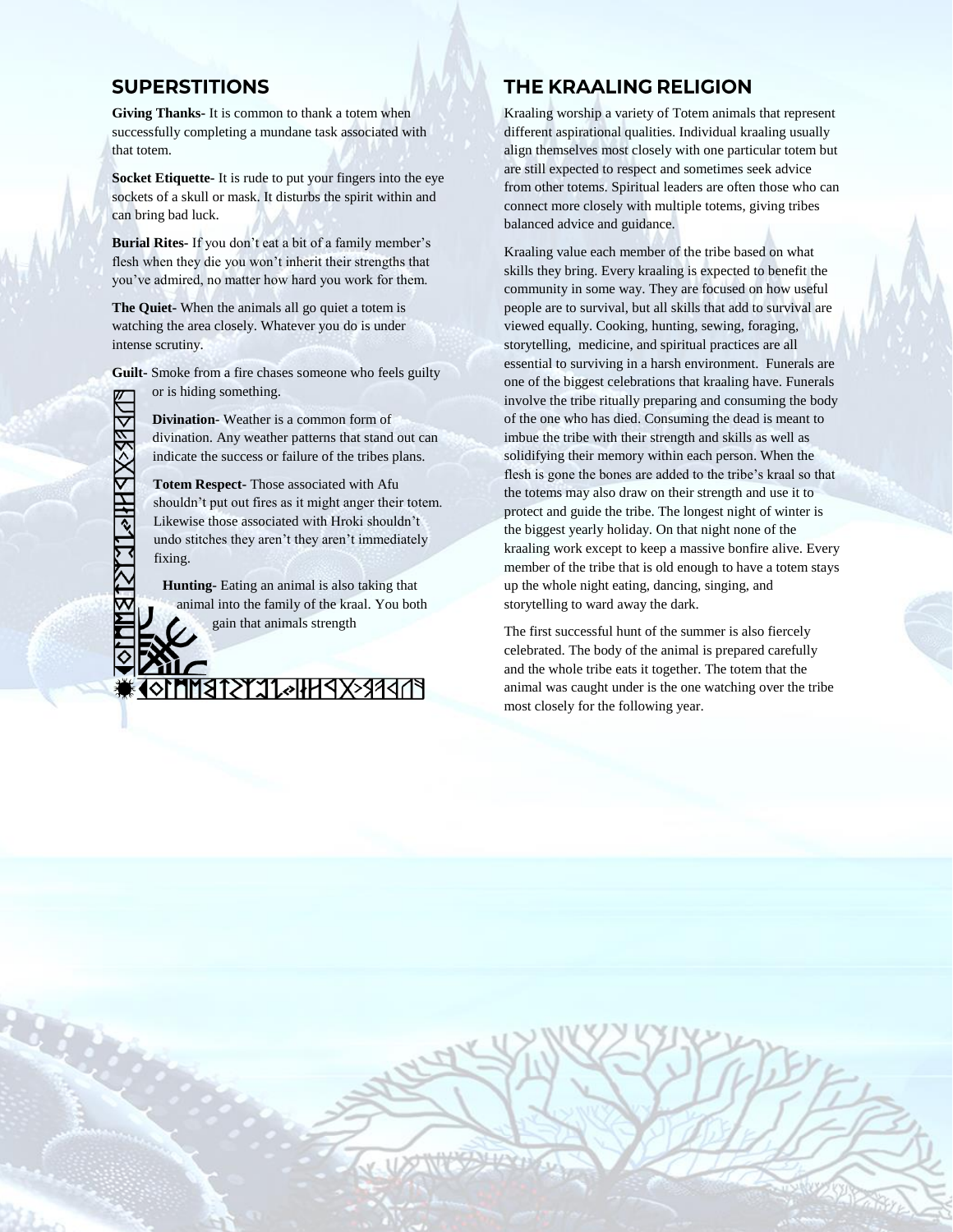## SUPERSTITIONS

**Giving Thanks-** It is common to thank a totem when successfully completing a mundane task associated with that totem.

**Socket Etiquette-** It is rude to put your fingers into the eye sockets of a skull or mask. It disturbs the spirit within and can bring bad luck.

**Burial Rites-** If you don't eat a bit of a family member's flesh when they die you won't inherit their strengths that you've admired, no matter how hard you work for them.

**The Quiet-** When the animals all go quiet a totem is watching the area closely. Whatever you do is under intense scrutiny.

**Guilt-** Smoke from a fire chases someone who feels guilty or is hiding something.

**Divination-** Weather is a common form of divination. Any weather patterns that stand out can indicate the success or failure of the tribes plans.

**Totem Respect-** Those associated with Afu shouldn't put out fires as it might anger their totem. Likewise those associated with Hroki shouldn't undo stitches they aren't they aren't immediately fixing.

**Hunting-** Eating an animal is also taking that animal into the family of the kraal. You both gain that animals strength

## THE KRAALING RELIGION

Kraaling worship a variety of Totem animals that represent different aspirational qualities. Individual kraaling usually align themselves most closely with one particular totem but are still expected to respect and sometimes seek advice from other totems. Spiritual leaders are often those who can connect more closely with multiple totems, giving tribes balanced advice and guidance.

Kraaling value each member of the tribe based on what skills they bring. Every kraaling is expected to benefit the community in some way. They are focused on how useful people are to survival, but all skills that add to survival are viewed equally. Cooking, hunting, sewing, foraging, storytelling, medicine, and spiritual practices are all essential to surviving in a harsh environment. Funerals are one of the biggest celebrations that kraaling have. Funerals involve the tribe ritually preparing and consuming the body of the one who has died. Consuming the dead is meant to imbue the tribe with their strength and skills as well as solidifying their memory within each person. When the flesh is gone the bones are added to the tribe's kraal so that the totems may also draw on their strength and use it to protect and guide the tribe. The longest night of winter is the biggest yearly holiday. On that night none of the kraaling work except to keep a massive bonfire alive. Every member of the tribe that is old enough to have a totem stays up the whole night eating, dancing, singing, and storytelling to ward away the dark.

The first successful hunt of the summer is also fiercely celebrated. The body of the animal is prepared carefully and the whole tribe eats it together. The totem that the animal was caught under is the one watching over the tribe most closely for the following year.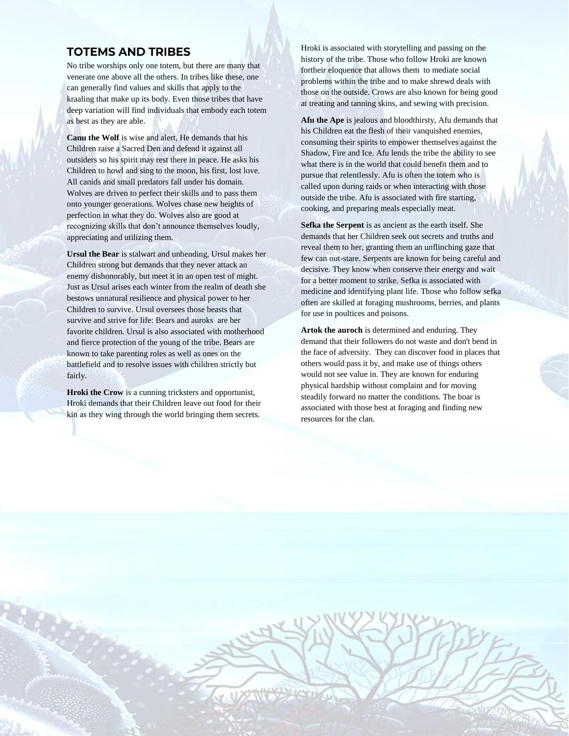## TOTEMS AND TRIBES

No tribe worships only one totem, but there are many that venerate one above all the others. In tribes like these, one can generally find values and skills that apply to the kraaling that make up its body. Even those tribes that have deep variation will find individuals that embody each totem as best as they are able.

**Canu the Wolf** is wise and alert, He demands that his Children raise a Sacred Den and defend it against all outsiders so his spirit may rest there in peace. He asks his Children to howl and sing to the moon, his first, lost love. All canids and small predators fall under his domain. Wolves are driven to perfect their skills and to pass them onto younger generations. Wolves chase new heights of perfection in what they do. Wolves also are good at recognizing skills that don't announce themselves loudly, appreciating and utilizing them.

**Ursul the Bear** is stalwart and unbending, Ursul makes her Children strong but demands that they never attack an enemy dishonorably, but meet it in an open test of might. Just as Ursul arises each winter from the realm of death she bestows unnatural resilience and physical power to her Children to survive. Ursul oversees those beasts that survive and strive for life: Bears and auroks are her favorite children. Ursul is also associated with motherhood and fierce protection of the young of the tribe. Bears are known to take parenting roles as well as ones on the battlefield and to resolve issues with children strictly but fairly.

**Hroki the Crow** is a cunning tricksters and opportunist, Hroki demands that their Children leave out food for their kin as they wing through the world bringing them secrets.

Hroki is associated with storytelling and passing on the history of the tribe. Those who follow Hroki are known fortheir eloquence that allows them to mediate social problems within the tribe and to make shrewd deals with those on the outside. Crows are also known for being good at treating and tanning skins, and sewing with precision.

**Afu the Ape** is jealous and bloodthirsty, Afu demands that his Children eat the flesh of their vanquished enemies, consuming their spirits to empower themselves against the Shadow, Fire and Ice. Afu lends the tribe the ability to see what there is in the world that could benefit them and to pursue that relentlessly. Afu is often the totem who is called upon during raids or when interacting with those outside the tribe. Afu is associated with fire starting, cooking, and preparing meals especially meat.

**Sefka the Serpent** is as ancient as the earth itself. She demands that her Children seek out secrets and truths and reveal them to her, granting them an unflinching gaze that few can out-stare. Serpents are known for being careful and decisive. They know when conserve their energy and wait for a better moment to strike. Sefka is associated with medicine and identifying plant life. Those who follow sefka often are skilled at foraging mushrooms, berries, and plants for use in poultices and poisons.

**Artok the auroch** is determined and enduring. They demand that their followers do not waste and don't bend in the face of adversity. They can discover food in places that others would pass it by, and make use of things others would not see value in. They are known for enduring physical hardship without complaint and for moving steadily forward no matter the conditions. The boar is associated with those best at foraging and finding new resources for the clan.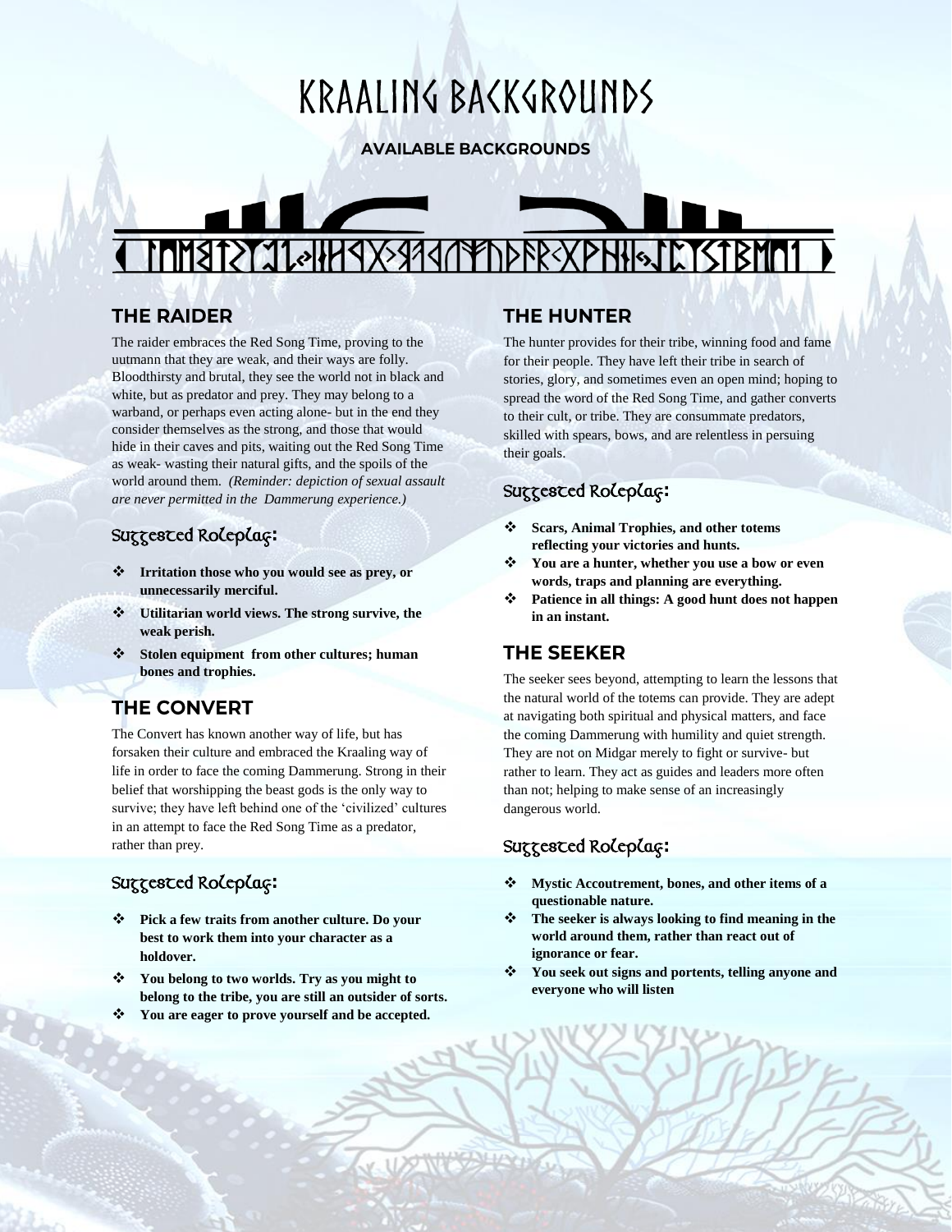# KRAALING BACKGROUNDS

**AVAILABLE BACKGROUNDS**

## THE RAIDER

The raider embraces the Red Song Time, proving to the uutmann that they are weak, and their ways are folly. Bloodthirsty and brutal, they see the world not in black and white, but as predator and prey. They may belong to a warband, or perhaps even acting alone- but in the end they consider themselves as the strong, and those that would hide in their caves and pits, waiting out the Red Song Time as weak- wasting their natural gifts, and the spoils of the world around them. *(Reminder: depiction of sexual assault are never permitted in the Dammerung experience.)*

### Suggested Roleplay:

- **Irritation those who you would see as prey, or unnecessarily merciful.**
- **Utilitarian world views. The strong survive, the weak perish.**
- **Stolen equipment from other cultures; human bones and trophies.**

## THE CONVERT

The Convert has known another way of life, but has forsaken their culture and embraced the Kraaling way of life in order to face the coming Dammerung. Strong in their belief that worshipping the beast gods is the only way to survive; they have left behind one of the 'civilized' cultures in an attempt to face the Red Song Time as a predator, rather than prey.

### Suggested Roleplay:

- **Pick a few traits from another culture. Do your best to work them into your character as a holdover.**
- **You belong to two worlds. Try as you might to belong to the tribe, you are still an outsider of sorts.**
- **You are eager to prove yourself and be accepted.**

## THE HUNTER

The hunter provides for their tribe, winning food and fame for their people. They have left their tribe in search of stories, glory, and sometimes even an open mind; hoping to spread the word of the Red Song Time, and gather converts to their cult, or tribe. They are consummate predators, skilled with spears, bows, and are relentless in persuing their goals.

### Suggested Roleplay:

- **Scars, Animal Trophies, and other totems reflecting your victories and hunts.**
- **You are a hunter, whether you use a bow or even words, traps and planning are everything.**
- **Patience in all things: A good hunt does not happen in an instant.**

## THE SEEKER

The seeker sees beyond, attempting to learn the lessons that the natural world of the totems can provide. They are adept at navigating both spiritual and physical matters, and face the coming Dammerung with humility and quiet strength. They are not on Midgar merely to fight or survive- but rather to learn. They act as guides and leaders more often than not; helping to make sense of an increasingly dangerous world.

### Suggested Roleplay:

- **Mystic Accoutrement, bones, and other items of a questionable nature.**
- **The seeker is always looking to find meaning in the world around them, rather than react out of ignorance or fear.**
- **You seek out signs and portents, telling anyone and everyone who will listen**